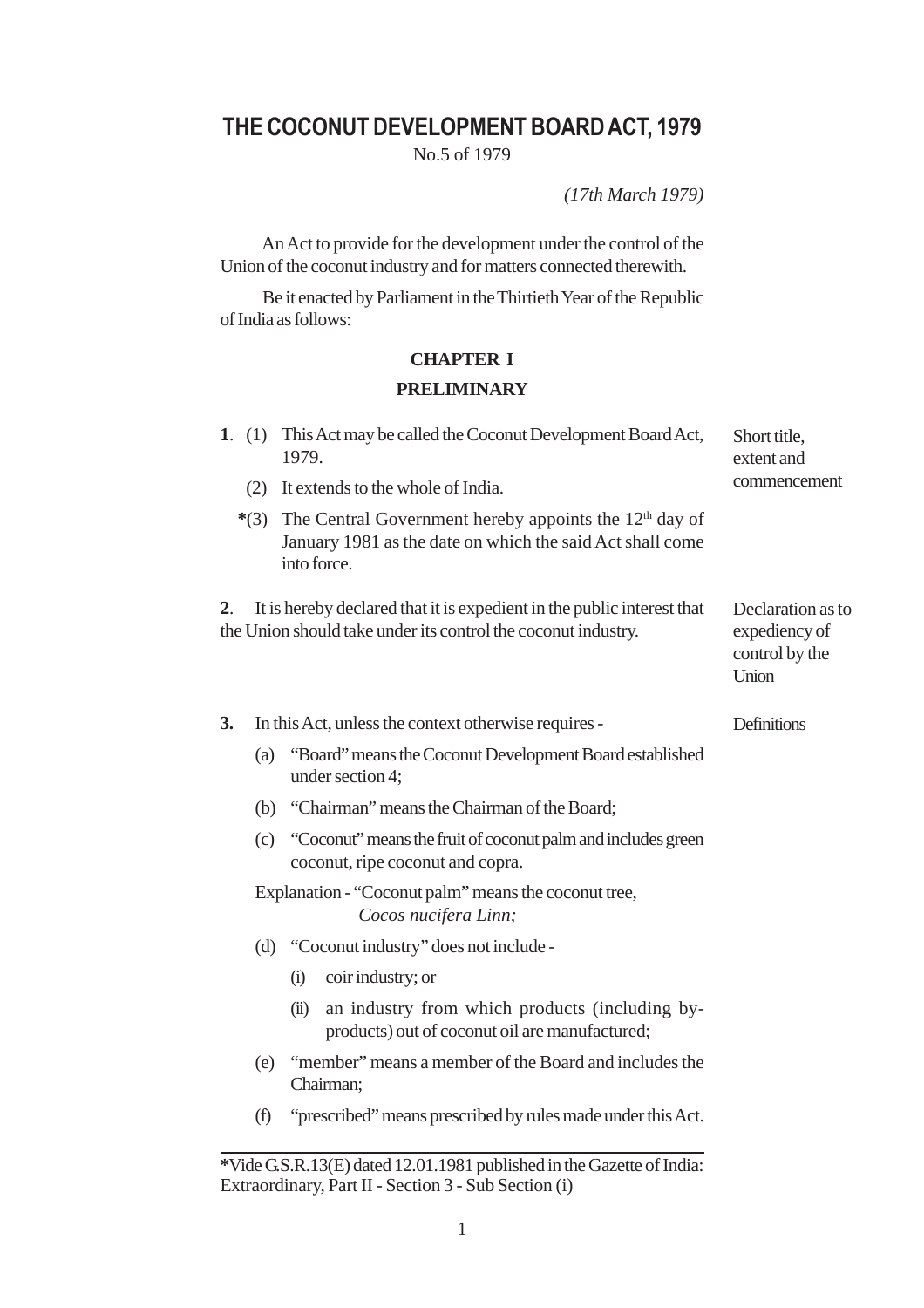# THE COCONUT DEVELOPMENT BOARD ACT, 1979

No.5 of 1979

*(17th March 1979)*

An Act to provide for the development under the control of the Union of the coconut industry and for matters connected therewith.

Be it enacted by Parliament in the Thirtieth Year of the Republic of India as follows:

## CHAPTER I

## PRELIMINARY

**Short title, extent and commencement**

**1**. (1) This Act may be called the Coconut Development Board Act, 1979.

(2) It extends to the whole of India.

**\***(3) The Central Government hereby appoints the 12th day of January 1981 as the date on which the said Act shall come into force.

**Declaration as to expediency of control by the Union**

**2**. It is hereby declared that it is expedient in the public interest that the Union should take under its control the coconut industry.

**Definitions**

**3.** In this Act, unless the context otherwise requires -

(a) "Board" means the Coconut Development Board established under section 4;

(b) "Chairman" means the Chairman of the Board;

(c) "Coconut" means the fruit of coconut palm and includes green coconut, ripe coconut and copra.

Explanation - "Coconut palm" means the coconut tree, *Cocos nucifera Linn;*

(d) "Coconut industry" does not include -

(i) coir industry; or

(ii) an industry from which products (including by-products) out of coconut oil are manufactured;

(e) "member" means a member of the Board and includes the Chairman;

(f) "prescribed" means prescribed by rules made under this Act.

---

**\***Vide G.S.R.13(E) dated 12.01.1981 published in the Gazette of India: Extraordinary, Part II - Section 3 - Sub Section (i)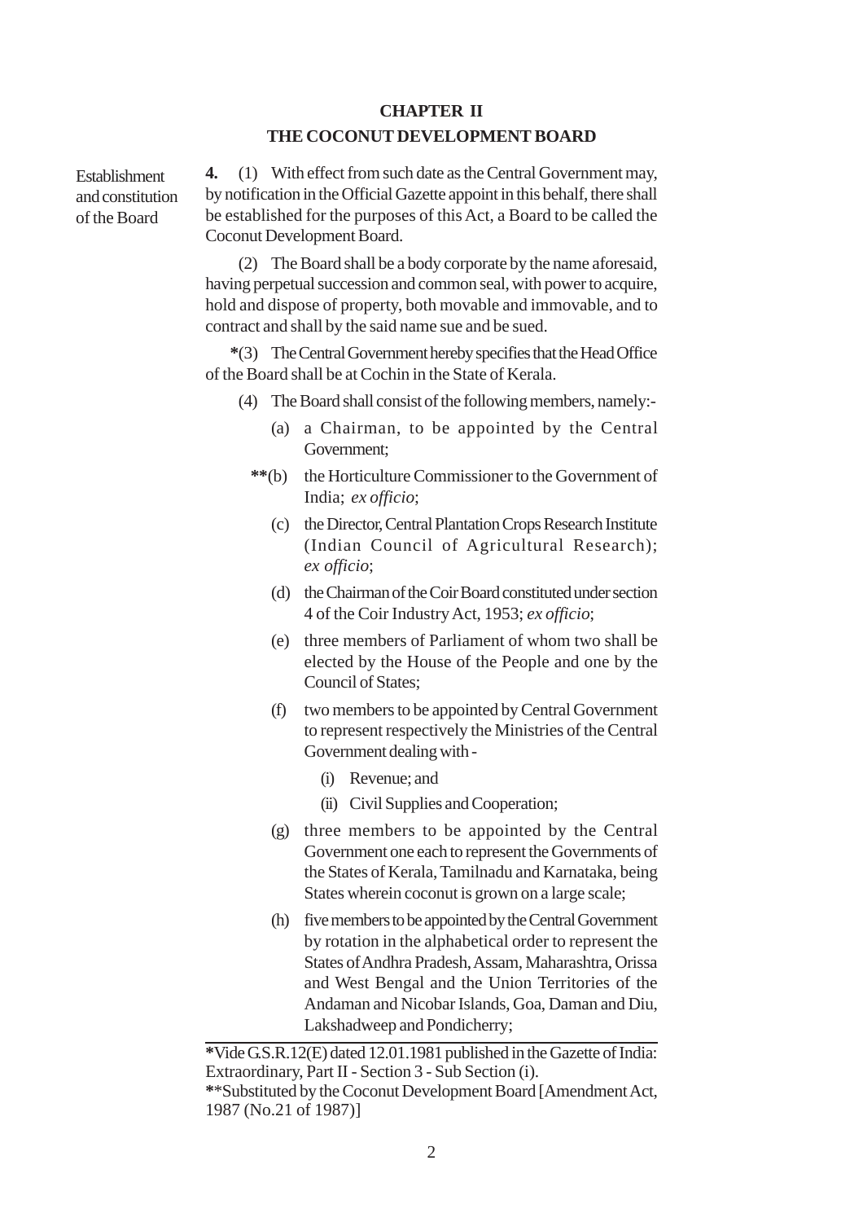## CHAPTER II

## THE COCONUT DEVELOPMENT BOARD

Establishment and constitution of the Board

**4.** (1) With effect from such date as the Central Government may, by notification in the Official Gazette appoint in this behalf, there shall be established for the purposes of this Act, a Board to be called the Coconut Development Board.

(2) The Board shall be a body corporate by the name aforesaid, having perpetual succession and common seal, with power to acquire, hold and dispose of property, both movable and immovable, and to contract and shall by the said name sue and be sued.

**\***(3) The Central Government hereby specifies that the Head Office of the Board shall be at Cochin in the State of Kerala.

(4) The Board shall consist of the following members, namely:-

(a) a Chairman, to be appointed by the Central Government;

**\*\***(b) the Horticulture Commissioner to the Government of India; *ex officio*;

(c) the Director, Central Plantation Crops Research Institute (Indian Council of Agricultural Research); *ex officio*;

(d) the Chairman of the Coir Board constituted under section 4 of the Coir Industry Act, 1953; *ex officio*;

(e) three members of Parliament of whom two shall be elected by the House of the People and one by the Council of States;

(f) two members to be appointed by Central Government to represent respectively the Ministries of the Central Government dealing with -

(i) Revenue; and

(ii) Civil Supplies and Cooperation;

(g) three members to be appointed by the Central Government one each to represent the Governments of the States of Kerala, Tamilnadu and Karnataka, being States wherein coconut is grown on a large scale;

(h) five members to be appointed by the Central Government by rotation in the alphabetical order to represent the States of Andhra Pradesh, Assam, Maharashtra, Orissa and West Bengal and the Union Territories of the Andaman and Nicobar Islands, Goa, Daman and Diu, Lakshadweep and Pondicherry;

---

**\***Vide G.S.R.12(E) dated 12.01.1981 published in the Gazette of India: Extraordinary, Part II - Section 3 - Sub Section (i).

**\*\***Substituted by the Coconut Development Board [Amendment Act, 1987 (No.21 of 1987)]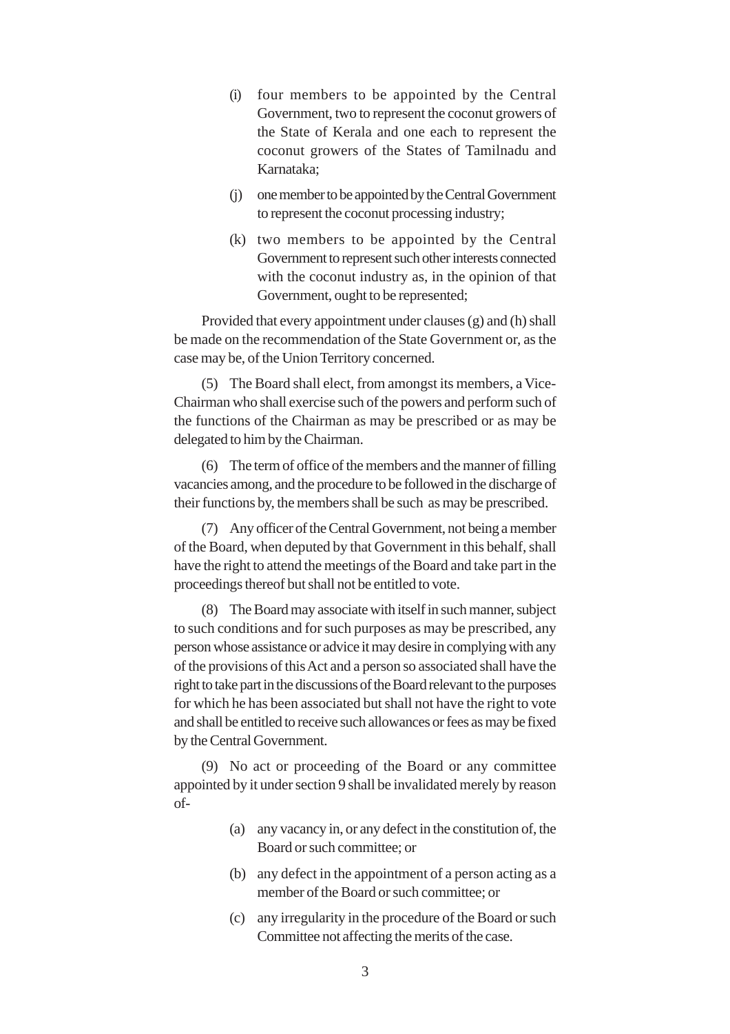(i) four members to be appointed by the Central Government, two to represent the coconut growers of the State of Kerala and one each to represent the coconut growers of the States of Tamilnadu and Karnataka;

(j) one member to be appointed by the Central Government to represent the coconut processing industry;

(k) two members to be appointed by the Central Government to represent such other interests connected with the coconut industry as, in the opinion of that Government, ought to be represented;

Provided that every appointment under clauses (g) and (h) shall be made on the recommendation of the State Government or, as the case may be, of the Union Territory concerned.

(5) The Board shall elect, from amongst its members, a Vice-Chairman who shall exercise such of the powers and perform such of the functions of the Chairman as may be prescribed or as may be delegated to him by the Chairman.

(6) The term of office of the members and the manner of filling vacancies among, and the procedure to be followed in the discharge of their functions by, the members shall be such as may be prescribed.

(7) Any officer of the Central Government, not being a member of the Board, when deputed by that Government in this behalf, shall have the right to attend the meetings of the Board and take part in the proceedings thereof but shall not be entitled to vote.

(8) The Board may associate with itself in such manner, subject to such conditions and for such purposes as may be prescribed, any person whose assistance or advice it may desire in complying with any of the provisions of this Act and a person so associated shall have the right to take part in the discussions of the Board relevant to the purposes for which he has been associated but shall not have the right to vote and shall be entitled to receive such allowances or fees as may be fixed by the Central Government.

(9) No act or proceeding of the Board or any committee appointed by it under section 9 shall be invalidated merely by reason of-

(a) any vacancy in, or any defect in the constitution of, the Board or such committee; or

(b) any defect in the appointment of a person acting as a member of the Board or such committee; or

(c) any irregularity in the procedure of the Board or such Committee not affecting the merits of the case.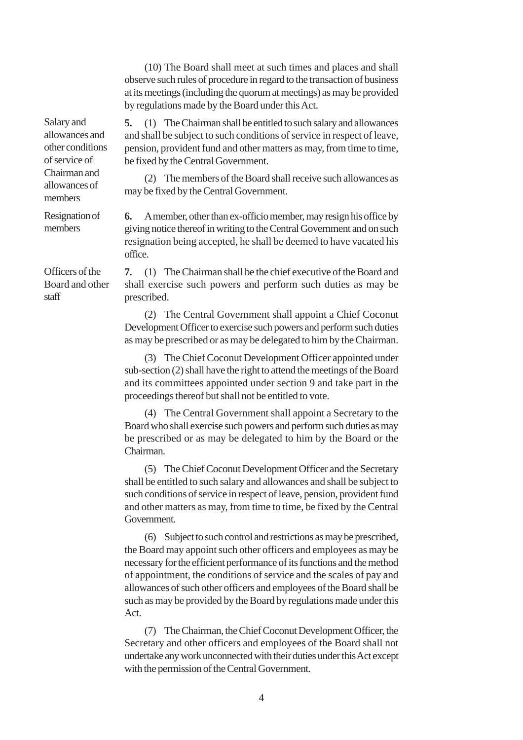(10) The Board shall meet at such times and places and shall observe such rules of procedure in regard to the transaction of business at its meetings (including the quorum at meetings) as may be provided by regulations made by the Board under this Act.

*Salary and allowances and other conditions of service of Chairman and allowances of members*

**5.** (1) The Chairman shall be entitled to such salary and allowances and shall be subject to such conditions of service in respect of leave, pension, provident fund and other matters as may, from time to time, be fixed by the Central Government.

(2) The members of the Board shall receive such allowances as may be fixed by the Central Government.

*Resignation of members*

**6.** A member, other than ex-officio member, may resign his office by giving notice thereof in writing to the Central Government and on such resignation being accepted, he shall be deemed to have vacated his office.

*Officers of the Board and other staff*

**7.** (1) The Chairman shall be the chief executive of the Board and shall exercise such powers and perform such duties as may be prescribed.

(2) The Central Government shall appoint a Chief Coconut Development Officer to exercise such powers and perform such duties as may be prescribed or as may be delegated to him by the Chairman.

(3) The Chief Coconut Development Officer appointed under sub-section (2) shall have the right to attend the meetings of the Board and its committees appointed under section 9 and take part in the proceedings thereof but shall not be entitled to vote.

(4) The Central Government shall appoint a Secretary to the Board who shall exercise such powers and perform such duties as may be prescribed or as may be delegated to him by the Board or the Chairman.

(5) The Chief Coconut Development Officer and the Secretary shall be entitled to such salary and allowances and shall be subject to such conditions of service in respect of leave, pension, provident fund and other matters as may, from time to time, be fixed by the Central Government.

(6) Subject to such control and restrictions as may be prescribed, the Board may appoint such other officers and employees as may be necessary for the efficient performance of its functions and the method of appointment, the conditions of service and the scales of pay and allowances of such other officers and employees of the Board shall be such as may be provided by the Board by regulations made under this Act.

(7) The Chairman, the Chief Coconut Development Officer, the Secretary and other officers and employees of the Board shall not undertake any work unconnected with their duties under this Act except with the permission of the Central Government.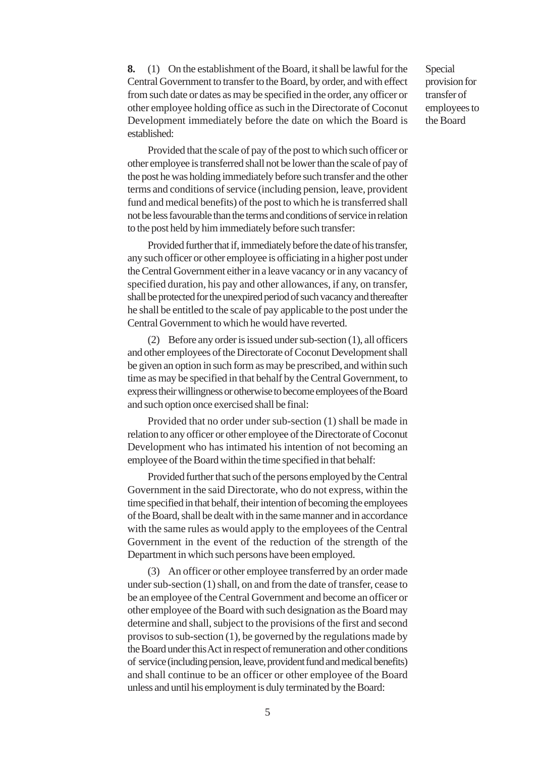**8.** (1) On the establishment of the Board, it shall be lawful for the Central Government to transfer to the Board, by order, and with effect from such date or dates as may be specified in the order, any officer or other employee holding office as such in the Directorate of Coconut Development immediately before the date on which the Board is established:

Special provision for transfer of employees to the Board

Provided that the scale of pay of the post to which such officer or other employee is transferred shall not be lower than the scale of pay of the post he was holding immediately before such transfer and the other terms and conditions of service (including pension, leave, provident fund and medical benefits) of the post to which he is transferred shall not be less favourable than the terms and conditions of service in relation to the post held by him immediately before such transfer:

Provided further that if, immediately before the date of his transfer, any such officer or other employee is officiating in a higher post under the Central Government either in a leave vacancy or in any vacancy of specified duration, his pay and other allowances, if any, on transfer, shall be protected for the unexpired period of such vacancy and thereafter he shall be entitled to the scale of pay applicable to the post under the Central Government to which he would have reverted.

(2) Before any order is issued under sub-section (1), all officers and other employees of the Directorate of Coconut Development shall be given an option in such form as may be prescribed, and within such time as may be specified in that behalf by the Central Government, to express their willingness or otherwise to become employees of the Board and such option once exercised shall be final:

Provided that no order under sub-section (1) shall be made in relation to any officer or other employee of the Directorate of Coconut Development who has intimated his intention of not becoming an employee of the Board within the time specified in that behalf:

Provided further that such of the persons employed by the Central Government in the said Directorate, who do not express, within the time specified in that behalf, their intention of becoming the employees of the Board, shall be dealt with in the same manner and in accordance with the same rules as would apply to the employees of the Central Government in the event of the reduction of the strength of the Department in which such persons have been employed.

(3) An officer or other employee transferred by an order made under sub-section (1) shall, on and from the date of transfer, cease to be an employee of the Central Government and become an officer or other employee of the Board with such designation as the Board may determine and shall, subject to the provisions of the first and second provisos to sub-section (1), be governed by the regulations made by the Board under this Act in respect of remuneration and other conditions of service (including pension, leave, provident fund and medical benefits) and shall continue to be an officer or other employee of the Board unless and until his employment is duly terminated by the Board: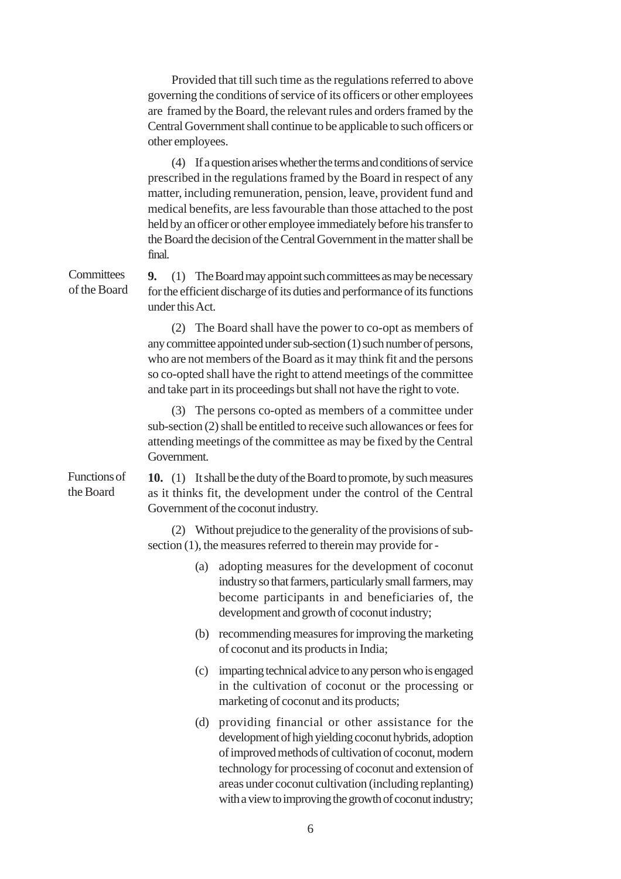Provided that till such time as the regulations referred to above governing the conditions of service of its officers or other employees are framed by the Board, the relevant rules and orders framed by the Central Government shall continue to be applicable to such officers or other employees.

(4) If a question arises whether the terms and conditions of service prescribed in the regulations framed by the Board in respect of any matter, including remuneration, pension, leave, provident fund and medical benefits, are less favourable than those attached to the post held by an officer or other employee immediately before his transfer to the Board the decision of the Central Government in the matter shall be final.

Committees of the Board

**9.** (1) The Board may appoint such committees as may be necessary for the efficient discharge of its duties and performance of its functions under this Act.

(2) The Board shall have the power to co-opt as members of any committee appointed under sub-section (1) such number of persons, who are not members of the Board as it may think fit and the persons so co-opted shall have the right to attend meetings of the committee and take part in its proceedings but shall not have the right to vote.

(3) The persons co-opted as members of a committee under sub-section (2) shall be entitled to receive such allowances or fees for attending meetings of the committee as may be fixed by the Central Government.

Functions of the Board

**10.** (1) It shall be the duty of the Board to promote, by such measures as it thinks fit, the development under the control of the Central Government of the coconut industry.

(2) Without prejudice to the generality of the provisions of sub-section (1), the measures referred to therein may provide for -

(a) adopting measures for the development of coconut industry so that farmers, particularly small farmers, may become participants in and beneficiaries of, the development and growth of coconut industry;

(b) recommending measures for improving the marketing of coconut and its products in India;

(c) imparting technical advice to any person who is engaged in the cultivation of coconut or the processing or marketing of coconut and its products;

(d) providing financial or other assistance for the development of high yielding coconut hybrids, adoption of improved methods of cultivation of coconut, modern technology for processing of coconut and extension of areas under coconut cultivation (including replanting) with a view to improving the growth of coconut industry;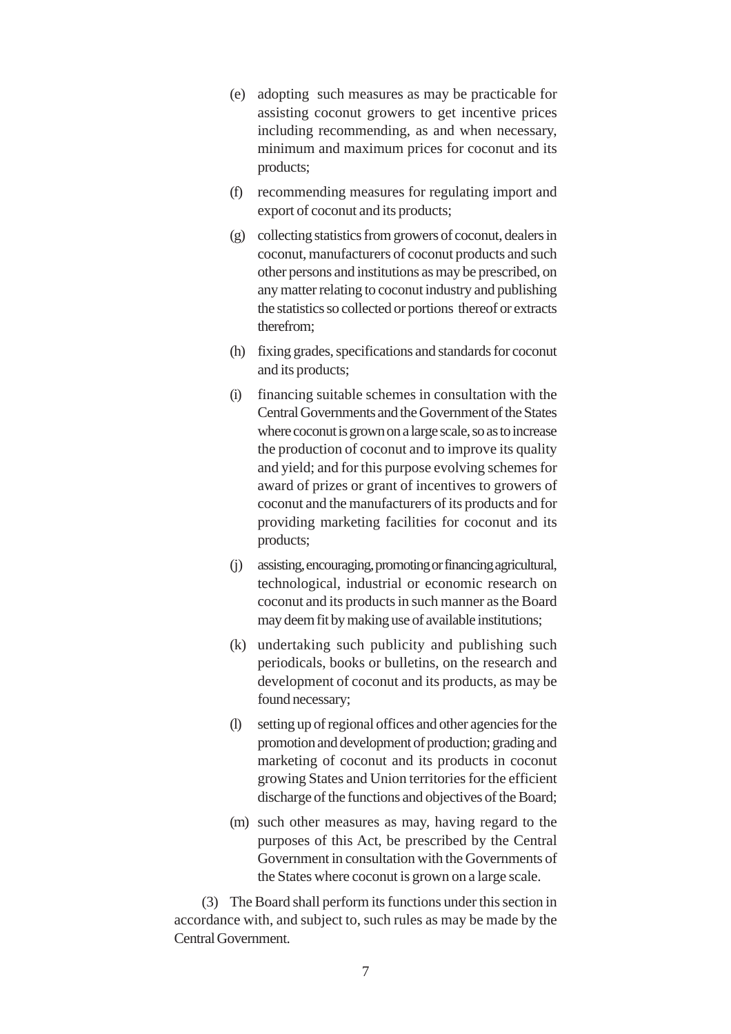(e) adopting such measures as may be practicable for assisting coconut growers to get incentive prices including recommending, as and when necessary, minimum and maximum prices for coconut and its products;

(f) recommending measures for regulating import and export of coconut and its products;

(g) collecting statistics from growers of coconut, dealers in coconut, manufacturers of coconut products and such other persons and institutions as may be prescribed, on any matter relating to coconut industry and publishing the statistics so collected or portions thereof or extracts therefrom;

(h) fixing grades, specifications and standards for coconut and its products;

(i) financing suitable schemes in consultation with the Central Governments and the Government of the States where coconut is grown on a large scale, so as to increase the production of coconut and to improve its quality and yield; and for this purpose evolving schemes for award of prizes or grant of incentives to growers of coconut and the manufacturers of its products and for providing marketing facilities for coconut and its products;

(j) assisting, encouraging, promoting or financing agricultural, technological, industrial or economic research on coconut and its products in such manner as the Board may deem fit by making use of available institutions;

(k) undertaking such publicity and publishing such periodicals, books or bulletins, on the research and development of coconut and its products, as may be found necessary;

(l) setting up of regional offices and other agencies for the promotion and development of production; grading and marketing of coconut and its products in coconut growing States and Union territories for the efficient discharge of the functions and objectives of the Board;

(m) such other measures as may, having regard to the purposes of this Act, be prescribed by the Central Government in consultation with the Governments of the States where coconut is grown on a large scale.

(3) The Board shall perform its functions under this section in accordance with, and subject to, such rules as may be made by the Central Government.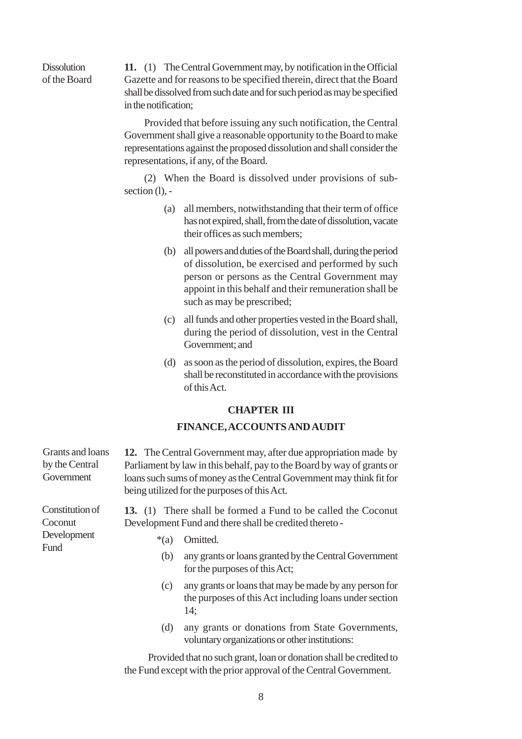**Dissolution of the Board**

**11.** (1) The Central Government may, by notification in the Official Gazette and for reasons to be specified therein, direct that the Board shall be dissolved from such date and for such period as may be specified in the notification;

Provided that before issuing any such notification, the Central Government shall give a reasonable opportunity to the Board to make representations against the proposed dissolution and shall consider the representations, if any, of the Board.

(2) When the Board is dissolved under provisions of sub-section (l), -

(a) all members, notwithstanding that their term of office has not expired, shall, from the date of dissolution, vacate their offices as such members;

(b) all powers and duties of the Board shall, during the period of dissolution, be exercised and performed by such person or persons as the Central Government may appoint in this behalf and their remuneration shall be such as may be prescribed;

(c) all funds and other properties vested in the Board shall, during the period of dissolution, vest in the Central Government; and

(d) as soon as the period of dissolution, expires, the Board shall be reconstituted in accordance with the provisions of this Act.

## CHAPTER III

## FINANCE, ACCOUNTS AND AUDIT

**Grants and loans by the Central Government**

**12.** The Central Government may, after due appropriation made by Parliament by law in this behalf, pay to the Board by way of grants or loans such sums of money as the Central Government may think fit for being utilized for the purposes of this Act.

**Constitution of Coconut Development Fund**

**13.** (1) There shall be formed a Fund to be called the Coconut Development Fund and there shall be credited thereto -

*(a) Omitted.

(b) any grants or loans granted by the Central Government for the purposes of this Act;

(c) any grants or loans that may be made by any person for the purposes of this Act including loans under section 14;

(d) any grants or donations from State Governments, voluntary organizations or other institutions:

Provided that no such grant, loan or donation shall be credited to the Fund except with the prior approval of the Central Government.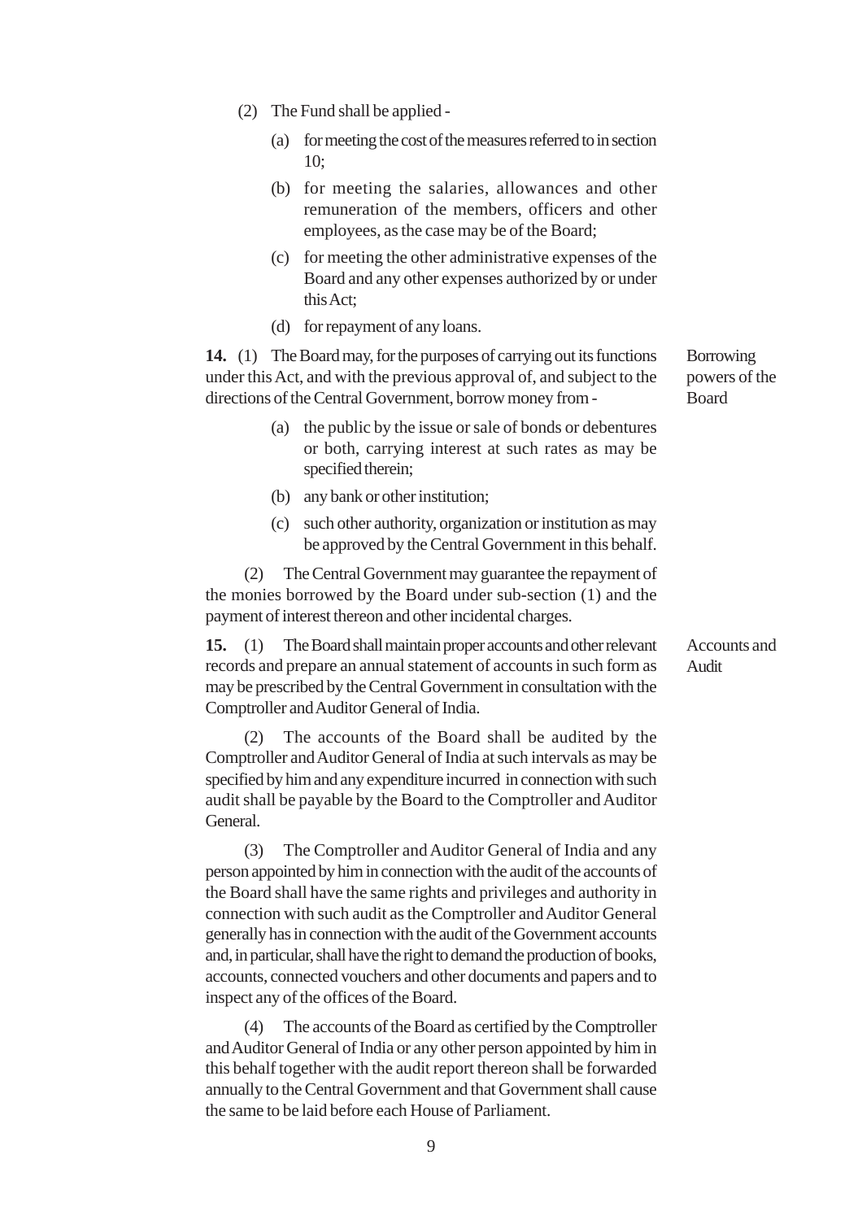(2) The Fund shall be applied -

- (a) for meeting the cost of the measures referred to in section 10;
- (b) for meeting the salaries, allowances and other remuneration of the members, officers and other employees, as the case may be of the Board;
- (c) for meeting the other administrative expenses of the Board and any other expenses authorized by or under this Act;
- (d) for repayment of any loans.

**Borrowing powers of the Board**

**14.** (1) The Board may, for the purposes of carrying out its functions under this Act, and with the previous approval of, and subject to the directions of the Central Government, borrow money from -

- (a) the public by the issue or sale of bonds or debentures or both, carrying interest at such rates as may be specified therein;
- (b) any bank or other institution;
- (c) such other authority, organization or institution as may be approved by the Central Government in this behalf.

(2) The Central Government may guarantee the repayment of the monies borrowed by the Board under sub-section (1) and the payment of interest thereon and other incidental charges.

**Accounts and Audit**

**15.** (1) The Board shall maintain proper accounts and other relevant records and prepare an annual statement of accounts in such form as may be prescribed by the Central Government in consultation with the Comptroller and Auditor General of India.

(2) The accounts of the Board shall be audited by the Comptroller and Auditor General of India at such intervals as may be specified by him and any expenditure incurred in connection with such audit shall be payable by the Board to the Comptroller and Auditor General.

(3) The Comptroller and Auditor General of India and any person appointed by him in connection with the audit of the accounts of the Board shall have the same rights and privileges and authority in connection with such audit as the Comptroller and Auditor General generally has in connection with the audit of the Government accounts and, in particular, shall have the right to demand the production of books, accounts, connected vouchers and other documents and papers and to inspect any of the offices of the Board.

(4) The accounts of the Board as certified by the Comptroller and Auditor General of India or any other person appointed by him in this behalf together with the audit report thereon shall be forwarded annually to the Central Government and that Government shall cause the same to be laid before each House of Parliament.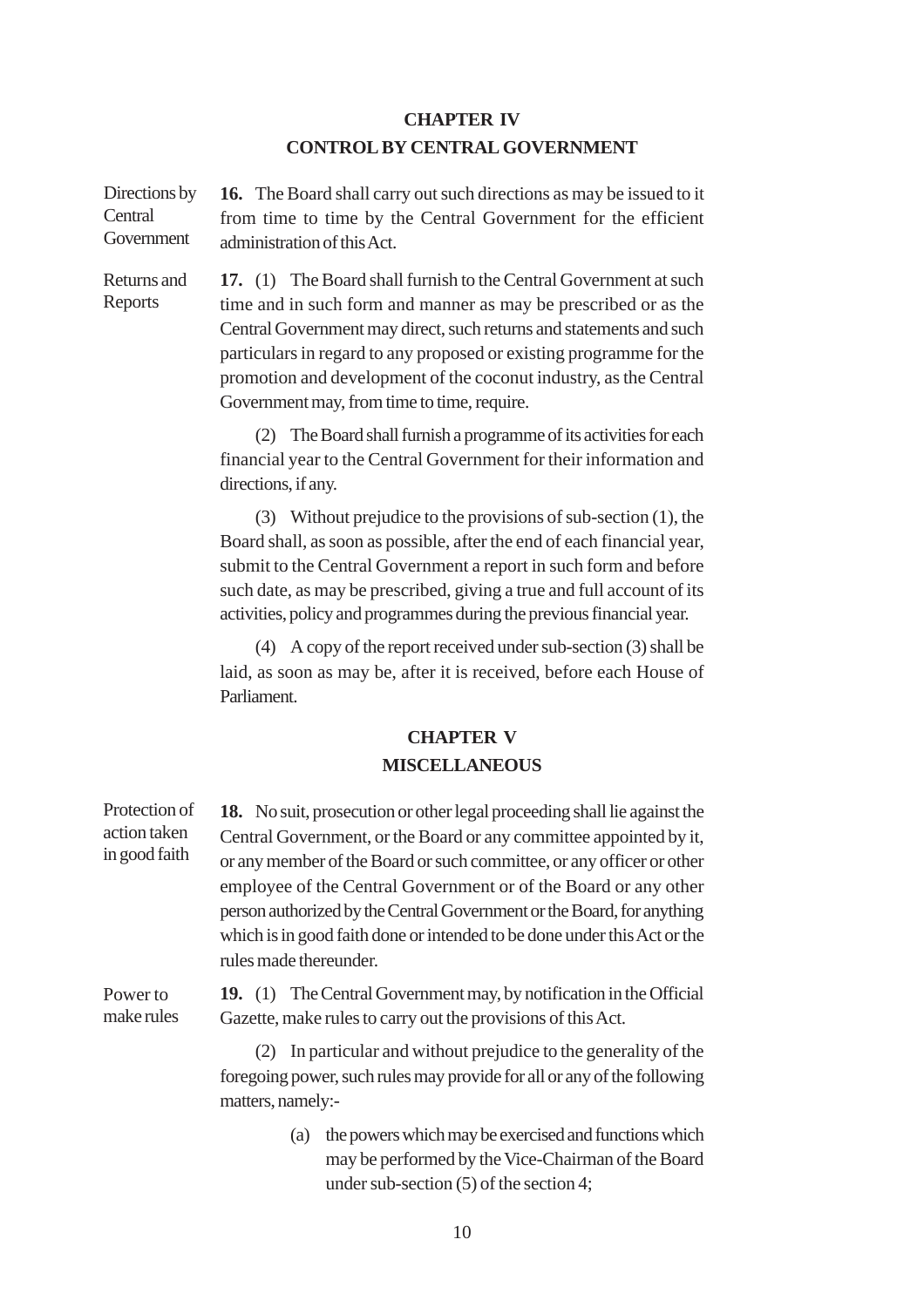## CHAPTER IV

## CONTROL BY CENTRAL GOVERNMENT

Directions by Central Government

**16.** The Board shall carry out such directions as may be issued to it from time to time by the Central Government for the efficient administration of this Act.

Returns and Reports

**17.** (1) The Board shall furnish to the Central Government at such time and in such form and manner as may be prescribed or as the Central Government may direct, such returns and statements and such particulars in regard to any proposed or existing programme for the promotion and development of the coconut industry, as the Central Government may, from time to time, require.

(2) The Board shall furnish a programme of its activities for each financial year to the Central Government for their information and directions, if any.

(3) Without prejudice to the provisions of sub-section (1), the Board shall, as soon as possible, after the end of each financial year, submit to the Central Government a report in such form and before such date, as may be prescribed, giving a true and full account of its activities, policy and programmes during the previous financial year.

(4) A copy of the report received under sub-section (3) shall be laid, as soon as may be, after it is received, before each House of Parliament.

## CHAPTER V

## MISCELLANEOUS

Protection of action taken in good faith

**18.** No suit, prosecution or other legal proceeding shall lie against the Central Government, or the Board or any committee appointed by it, or any member of the Board or such committee, or any officer or other employee of the Central Government or of the Board or any other person authorized by the Central Government or the Board, for anything which is in good faith done or intended to be done under this Act or the rules made thereunder.

Power to make rules

**19.** (1) The Central Government may, by notification in the Official Gazette, make rules to carry out the provisions of this Act.

(2) In particular and without prejudice to the generality of the foregoing power, such rules may provide for all or any of the following matters, namely:-

(a) the powers which may be exercised and functions which may be performed by the Vice-Chairman of the Board under sub-section (5) of the section 4;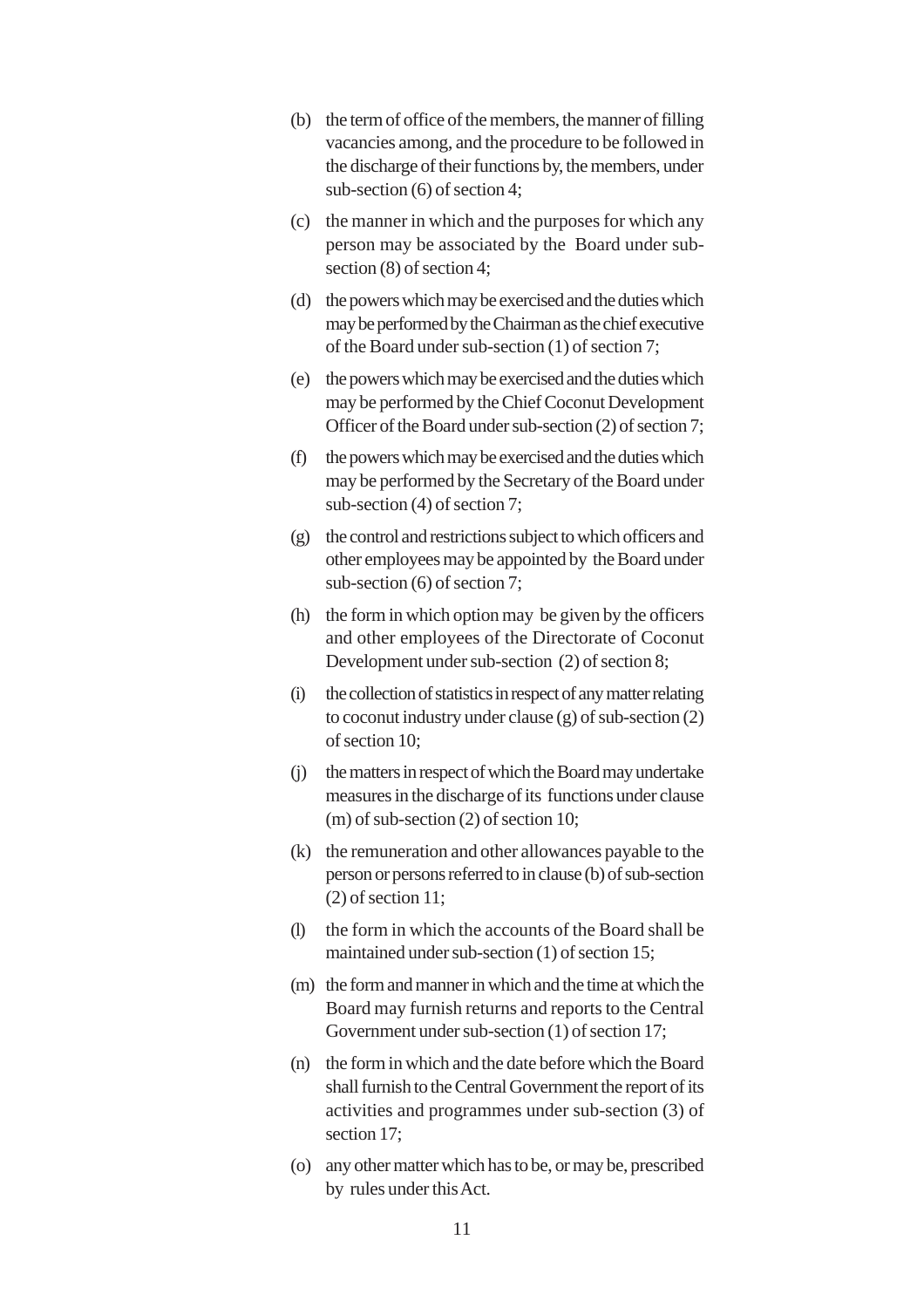(b) the term of office of the members, the manner of filling vacancies among, and the procedure to be followed in the discharge of their functions by, the members, under sub-section (6) of section 4;

(c) the manner in which and the purposes for which any person may be associated by the Board under sub-section (8) of section 4;

(d) the powers which may be exercised and the duties which may be performed by the Chairman as the chief executive of the Board under sub-section (1) of section 7;

(e) the powers which may be exercised and the duties which may be performed by the Chief Coconut Development Officer of the Board under sub-section (2) of section 7;

(f) the powers which may be exercised and the duties which may be performed by the Secretary of the Board under sub-section (4) of section 7;

(g) the control and restrictions subject to which officers and other employees may be appointed by the Board under sub-section (6) of section 7;

(h) the form in which option may be given by the officers and other employees of the Directorate of Coconut Development under sub-section (2) of section 8;

(i) the collection of statistics in respect of any matter relating to coconut industry under clause (g) of sub-section (2) of section 10;

(j) the matters in respect of which the Board may undertake measures in the discharge of its functions under clause (m) of sub-section (2) of section 10;

(k) the remuneration and other allowances payable to the person or persons referred to in clause (b) of sub-section (2) of section 11;

(l) the form in which the accounts of the Board shall be maintained under sub-section (1) of section 15;

(m) the form and manner in which and the time at which the Board may furnish returns and reports to the Central Government under sub-section (1) of section 17;

(n) the form in which and the date before which the Board shall furnish to the Central Government the report of its activities and programmes under sub-section (3) of section 17;

(o) any other matter which has to be, or may be, prescribed by rules under this Act.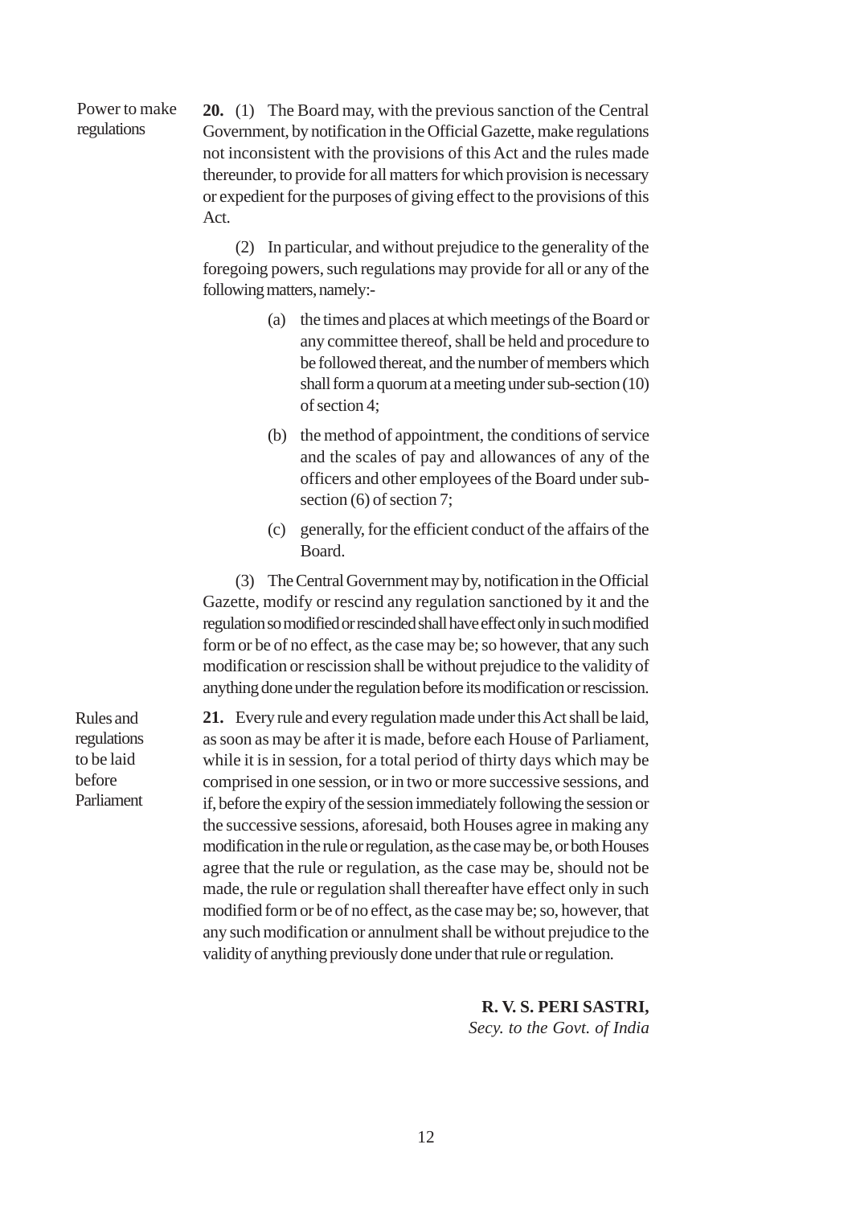Power to make regulations

**20.** (1) The Board may, with the previous sanction of the Central Government, by notification in the Official Gazette, make regulations not inconsistent with the provisions of this Act and the rules made thereunder, to provide for all matters for which provision is necessary or expedient for the purposes of giving effect to the provisions of this Act.

(2) In particular, and without prejudice to the generality of the foregoing powers, such regulations may provide for all or any of the following matters, namely:-

(a) the times and places at which meetings of the Board or any committee thereof, shall be held and procedure to be followed thereat, and the number of members which shall form a quorum at a meeting under sub-section (10) of section 4;

(b) the method of appointment, the conditions of service and the scales of pay and allowances of any of the officers and other employees of the Board under sub-section (6) of section 7;

(c) generally, for the efficient conduct of the affairs of the Board.

(3) The Central Government may by, notification in the Official Gazette, modify or rescind any regulation sanctioned by it and the regulation so modified or rescinded shall have effect only in such modified form or be of no effect, as the case may be; so however, that any such modification or rescission shall be without prejudice to the validity of anything done under the regulation before its modification or rescission.

Rules and regulations to be laid before Parliament

**21.** Every rule and every regulation made under this Act shall be laid, as soon as may be after it is made, before each House of Parliament, while it is in session, for a total period of thirty days which may be comprised in one session, or in two or more successive sessions, and if, before the expiry of the session immediately following the session or the successive sessions, aforesaid, both Houses agree in making any modification in the rule or regulation, as the case may be, or both Houses agree that the rule or regulation, as the case may be, should not be made, the rule or regulation shall thereafter have effect only in such modified form or be of no effect, as the case may be; so, however, that any such modification or annulment shall be without prejudice to the validity of anything previously done under that rule or regulation.

**R. V. S. PERI SASTRI,**
*Secy. to the Govt. of India*